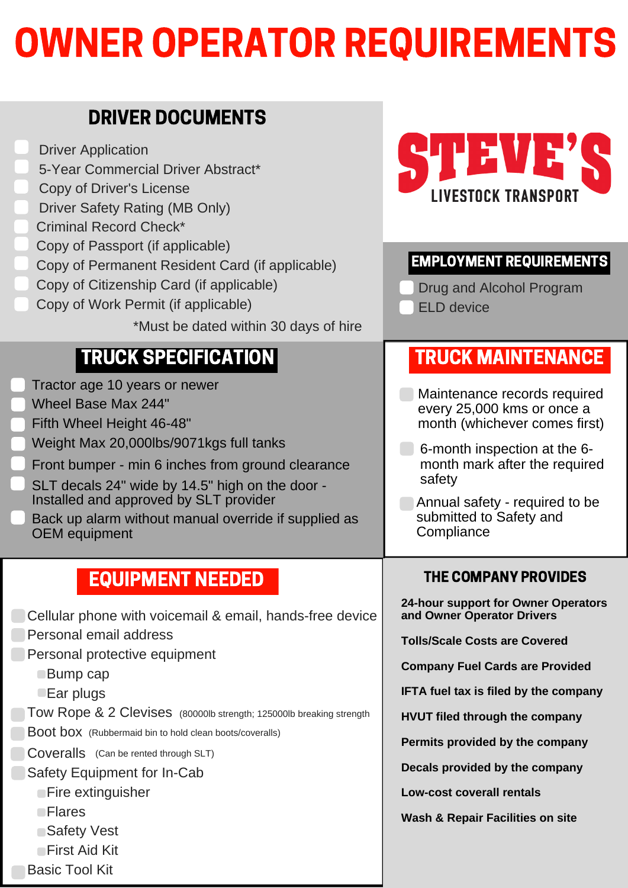# OWNER OPERATOR REQUIREMENTS

## DRIVER DOCUMENTS

- Driver Application
- 5-Year Commercial Driver Abstract*
- Copy of Driver's License
- Driver Safety Rating (MB Only)
- Criminal Record Check*
- Copy of Passport (if applicable)
- Copy of Permanent Resident Card (if applicable)
- Copy of Citizenship Card (if applicable)
- Copy of Work Permit (if applicable)

*Must be dated within 30 days of hire

**STEVE'S**
LIVESTOCK TRANSPORT

## EMPLOYMENT REQUIREMENTS

- Drug and Alcohol Program
- ELD device

## TRUCK SPECIFICATION

- Tractor age 10 years or newer
- Wheel Base Max 244"
- Fifth Wheel Height 46-48"
- Weight Max 20,000lbs/9071kgs full tanks
- Front bumper - min 6 inches from ground clearance
- SLT decals 24" wide by 14.5" high on the door - Installed and approved by SLT provider
- Back up alarm without manual override if supplied as OEM equipment

## TRUCK MAINTENANCE

- Maintenance records required every 25,000 kms or once a month (whichever comes first)
- 6-month inspection at the 6-month mark after the required safety
- Annual safety - required to be submitted to Safety and Compliance

## EQUIPMENT NEEDED

- Cellular phone with voicemail & email, hands-free device
- Personal email address
- Personal protective equipment
  - Bump cap
  - Ear plugs
- Tow Rope & 2 Clevises (80000lb strength; 125000lb breaking strength
- Boot box (Rubbermaid bin to hold clean boots/coveralls)
- Coveralls (Can be rented through SLT)
- Safety Equipment for In-Cab
  - Fire extinguisher
  - Flares
  - Safety Vest
  - First Aid Kit
- Basic Tool Kit

## THE COMPANY PROVIDES

**24-hour support for Owner Operators and Owner Operator Drivers**

**Tolls/Scale Costs are Covered**

**Company Fuel Cards are Provided**

**IFTA fuel tax is filed by the company**

**HVUT filed through the company**

**Permits provided by the company**

**Decals provided by the company**

**Low-cost coverall rentals**

**Wash & Repair Facilities on site**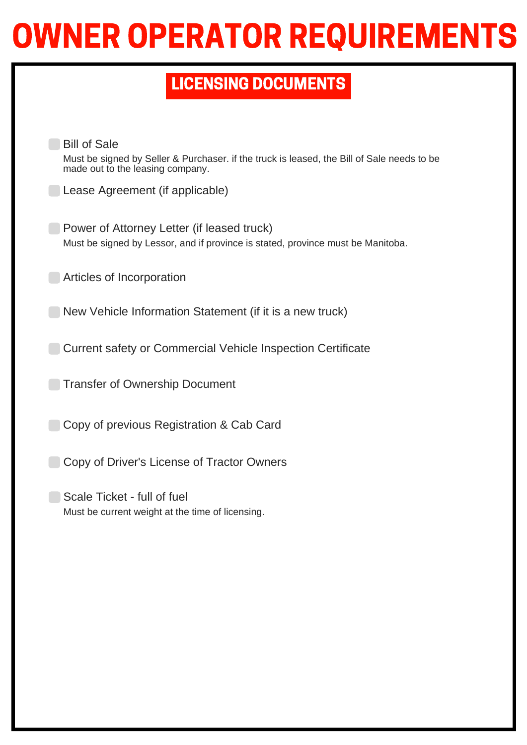# OWNER OPERATOR REQUIREMENTS

## LICENSING DOCUMENTS

- [ ] Bill of Save
- [ ] Bill of Sale

Must be signed by Seller & Purchaser. if the truck is leased, the Bill of Sale needs to be made out to the leasing company.

- [ ] Lease Agreement (if applicable)
- [ ] Power of Attorney Letter (if leased truck)

Must be signed by Lessor, and if province is stated, province must be Manitoba.

- [ ] Articles of Incorporation
- [ ] New Vehicle Information Statement (if it is a new truck)
- [ ] Current safety or Commercial Vehicle Inspection Certificate
- [ ] Transfer of Ownership Document
- [ ] Copy of previous Registration & Cab Card
- [ ] Copy of Driver's License of Tractor Owners
- [ ] Scale Ticket - full of fuel

Must be current weight at the time of licensing.

# OWNER OPERATOR REQUIREMENTS

## LICENSING DOCUMENTS

- [ ] Bill of Sale

Must be signed by Seller & Purchaser. if the truck is leased, the Bill of Sale needs to be made out to the leasing company.

- [ ] Lease Agreement (if applicable)
- [ ] Power of Attorney Letter (if leased truck)

Must be signed by Lessor, and if province is stated, province must be Manitoba.

- [ ] Articles of Incorporation
- [ ] New Vehicle Information Statement (if it is a new truck)
- [ ] Current safety or Commercial Vehicle Inspection Certificate
- [ ] Transfer of Ownership Document
- [ ] Copy of previous Registration & Cab Card
- [ ] Copy of Driver's License of Tractor Owners
- [ ] Scale Ticket - full of fuel

Must be current weight at the time of licensing.